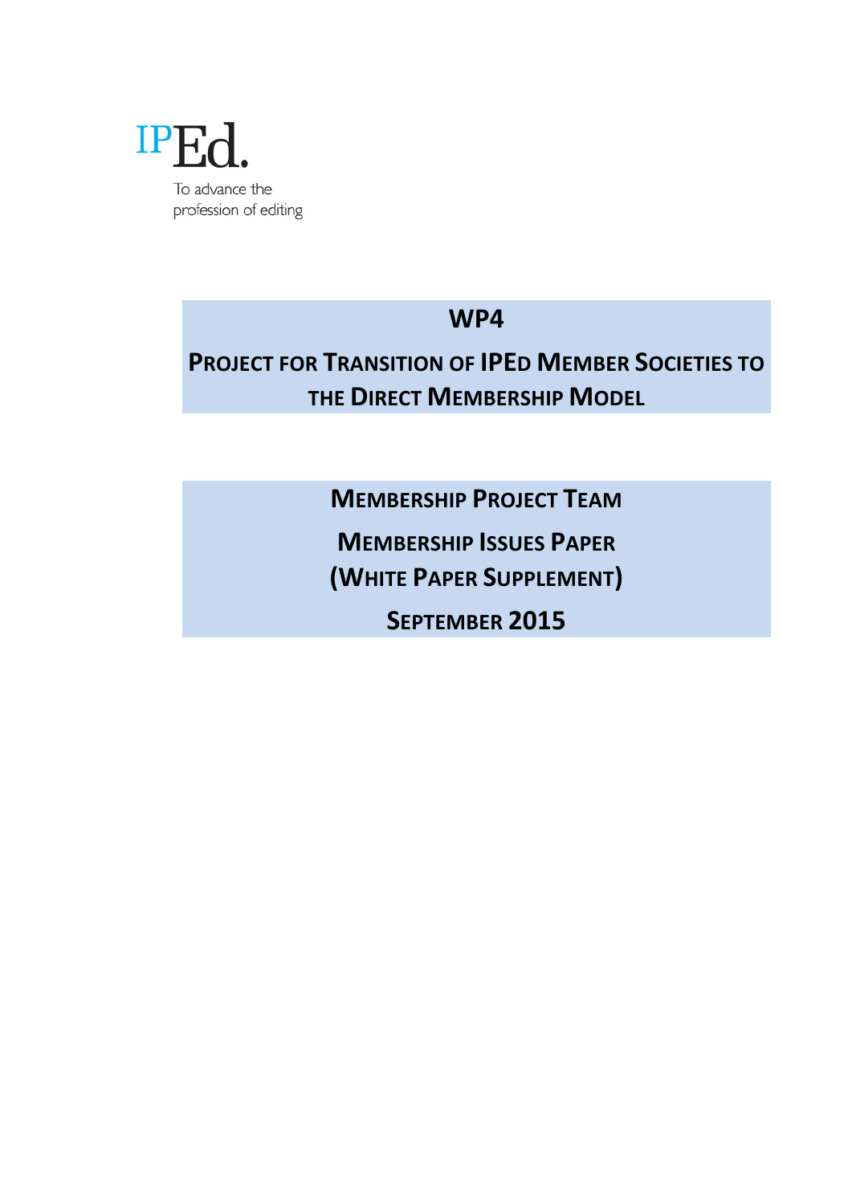IPEd.

To advance the profession of editing

# WP4

# Project for Transition of IPEd Member Societies to the Direct Membership Model

## Membership Project Team

## Membership Issues Paper (White Paper Supplement)

## September 2015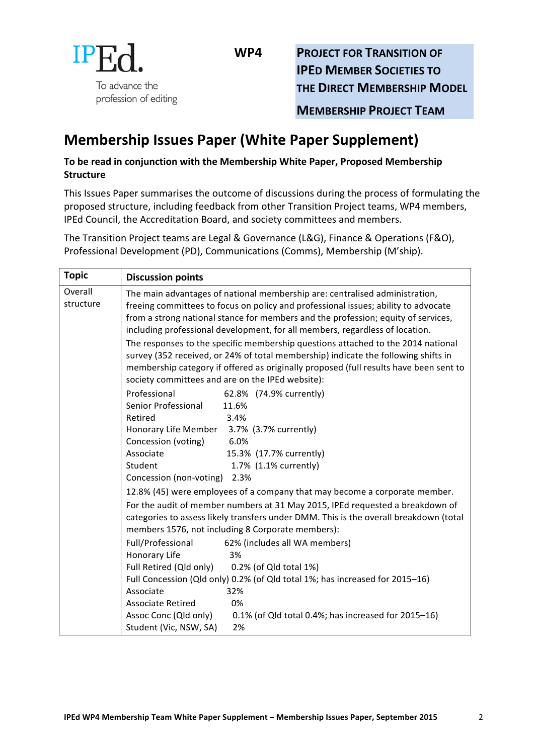IPEd.

To advance the profession of editing

**WP4**

**PROJECT FOR TRANSITION OF IPED MEMBER SOCIETIES TO THE DIRECT MEMBERSHIP MODEL**

**MEMBERSHIP PROJECT TEAM**

# Membership Issues Paper (White Paper Supplement)

**To be read in conjunction with the Membership White Paper, Proposed Membership Structure**

This Issues Paper summarises the outcome of discussions during the process of formulating the proposed structure, including feedback from other Transition Project teams, WP4 members, IPEd Council, the Accreditation Board, and society committees and members.

The Transition Project teams are Legal & Governance (L&G), Finance & Operations (F&O), Professional Development (PD), Communications (Comms), Membership (M'ship).

| Topic | Discussion points |
|---|---|
| Overall structure | The main advantages of national membership are: centralised administration, freeing committees to focus on policy and professional issues; ability to advocate from a strong national stance for members and the profession; equity of services, including professional development, for all members, regardless of location.<br><br>The responses to the specific membership questions attached to the 2014 national survey (352 received, or 24% of total membership) indicate the following shifts in membership category if offered as originally proposed (full results have been sent to society committees and are on the IPEd website):<br><br>Professional 62.8% (74.9% currently)<br>Senior Professional 11.6%<br>Retired 3.4%<br>Honorary Life Member 3.7% (3.7% currently)<br>Concession (voting) 6.0%<br>Associate 15.3% (17.7% currently)<br>Student 1.7% (1.1% currently)<br>Concession (non-voting) 2.3%<br><br>12.8% (45) were employees of a company that may become a corporate member.<br><br>For the audit of member numbers at 31 May 2015, IPEd requested a breakdown of categories to assess likely transfers under DMM. This is the overall breakdown (total members 1576, not including 8 Corporate members):<br><br>Full/Professional 62% (includes all WA members)<br>Honorary Life 3%<br>Full Retired (Qld only) 0.2% (of Qld total 1%)<br>Full Concession (Qld only) 0.2% (of Qld total 1%; has increased for 2015–16)<br>Associate 32%<br>Associate Retired 0%<br>Assoc Conc (Qld only) 0.1% (of Qld total 0.4%; has increased for 2015–16)<br>Student (Vic, NSW, SA) 2% |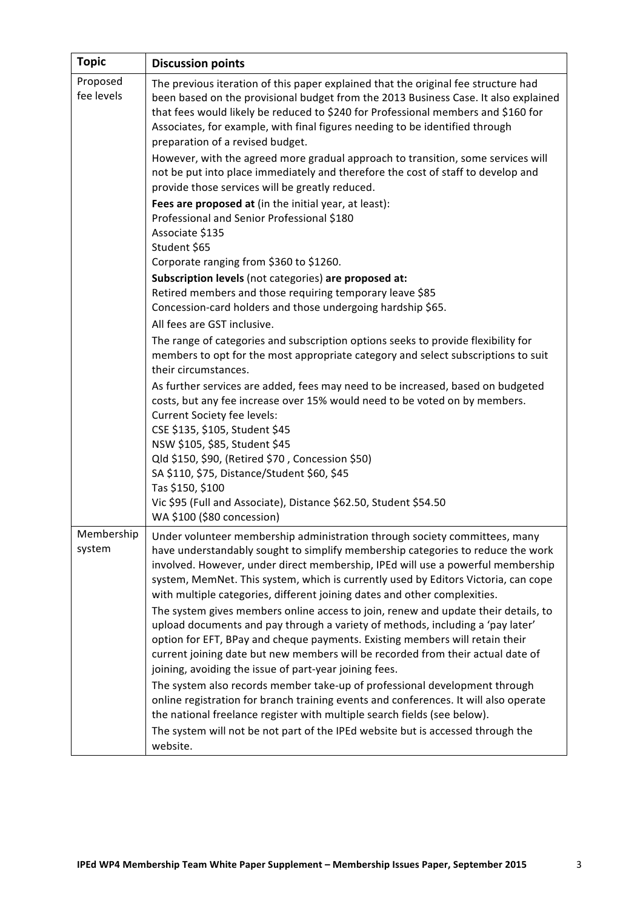| Topic | Discussion points |
|---|---|
| Proposed fee levels | The previous iteration of this paper explained that the original fee structure had been based on the provisional budget from the 2013 Business Case. It also explained that fees would likely be reduced to $240 for Professional members and $160 for Associates, for example, with final figures needing to be identified through preparation of a revised budget.<br>However, with the agreed more gradual approach to transition, some services will not be put into place immediately and therefore the cost of staff to develop and provide those services will be greatly reduced.<br>**Fees are proposed at** (in the initial year, at least):<br>Professional and Senior Professional $180<br>Associate $135<br>Student $65<br>Corporate ranging from $360 to $1260.<br>**Subscription levels** (not categories) **are proposed at:**<br>Retired members and those requiring temporary leave $85<br>Concession-card holders and those undergoing hardship $65.<br>All fees are GST inclusive.<br>The range of categories and subscription options seeks to provide flexibility for members to opt for the most appropriate category and select subscriptions to suit their circumstances.<br>As further services are added, fees may need to be increased, based on budgeted costs, but any fee increase over 15% would need to be voted on by members.<br>Current Society fee levels:<br>CSE $135, $105, Student $45<br>NSW $105, $85, Student $45<br>Qld $150, $90, (Retired $70 , Concession $50)<br>SA $110, $75, Distance/Student $60, $45<br>Tas $150, $100<br>Vic $95 (Full and Associate), Distance $62.50, Student $54.50<br>WA $100 ($80 concession) |
| Membership system | Under volunteer membership administration through society committees, many have understandably sought to simplify membership categories to reduce the work involved. However, under direct membership, IPEd will use a powerful membership system, MemNet. This system, which is currently used by Editors Victoria, can cope with multiple categories, different joining dates and other complexities.<br>The system gives members online access to join, renew and update their details, to upload documents and pay through a variety of methods, including a 'pay later' option for EFT, BPay and cheque payments. Existing members will retain their current joining date but new members will be recorded from their actual date of joining, avoiding the issue of part-year joining fees.<br>The system also records member take-up of professional development through online registration for branch training events and conferences. It will also operate the national freelance register with multiple search fields (see below).<br>The system will not be not part of the IPEd website but is accessed through the website. |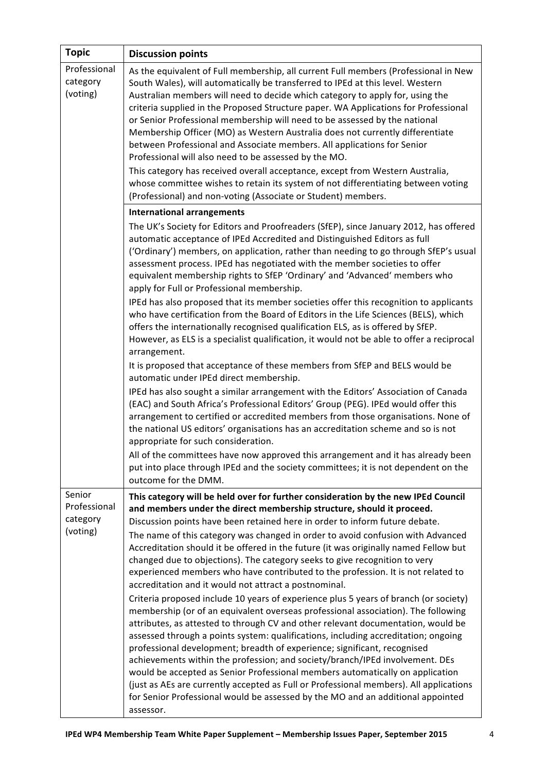| Topic | Discussion points |
|---|---|
| Professional category (voting) | As the equivalent of Full membership, all current Full members (Professional in New South Wales), will automatically be transferred to IPEd at this level. Western Australian members will need to decide which category to apply for, using the criteria supplied in the Proposed Structure paper. WA Applications for Professional or Senior Professional membership will need to be assessed by the national Membership Officer (MO) as Western Australia does not currently differentiate between Professional and Associate members. All applications for Senior Professional will also need to be assessed by the MO.<br>This category has received overall acceptance, except from Western Australia, whose committee wishes to retain its system of not differentiating between voting (Professional) and non-voting (Associate or Student) members. |
| | **International arrangements**<br>The UK's Society for Editors and Proofreaders (SfEP), since January 2012, has offered automatic acceptance of IPEd Accredited and Distinguished Editors as full ('Ordinary') members, on application, rather than needing to go through SfEP's usual assessment process. IPEd has negotiated with the member societies to offer equivalent membership rights to SfEP 'Ordinary' and 'Advanced' members who apply for Full or Professional membership.<br>IPEd has also proposed that its member societies offer this recognition to applicants who have certification from the Board of Editors in the Life Sciences (BELS), which offers the internationally recognised qualification ELS, as is offered by SfEP. However, as ELS is a specialist qualification, it would not be able to offer a reciprocal arrangement.<br>It is proposed that acceptance of these members from SfEP and BELS would be automatic under IPEd direct membership.<br>IPEd has also sought a similar arrangement with the Editors' Association of Canada (EAC) and South Africa's Professional Editors' Group (PEG). IPEd would offer this arrangement to certified or accredited members from those organisations. None of the national US editors' organisations has an accreditation scheme and so is not appropriate for such consideration.<br>All of the committees have now approved this arrangement and it has already been put into place through IPEd and the society committees; it is not dependent on the outcome for the DMM. |
| Senior Professional category (voting) | **This category will be held over for further consideration by the new IPEd Council and members under the direct membership structure, should it proceed.**<br>Discussion points have been retained here in order to inform future debate.<br>The name of this category was changed in order to avoid confusion with Advanced Accreditation should it be offered in the future (it was originally named Fellow but changed due to objections). The category seeks to give recognition to very experienced members who have contributed to the profession. It is not related to accreditation and it would not attract a postnominal.<br>Criteria proposed include 10 years of experience plus 5 years of branch (or society) membership (or of an equivalent overseas professional association). The following attributes, as attested to through CV and other relevant documentation, would be assessed through a points system: qualifications, including accreditation; ongoing professional development; breadth of experience; significant, recognised achievements within the profession; and society/branch/IPEd involvement. DEs would be accepted as Senior Professional members automatically on application (just as AEs are currently accepted as Full or Professional members). All applications for Senior Professional would be assessed by the MO and an additional appointed assessor. |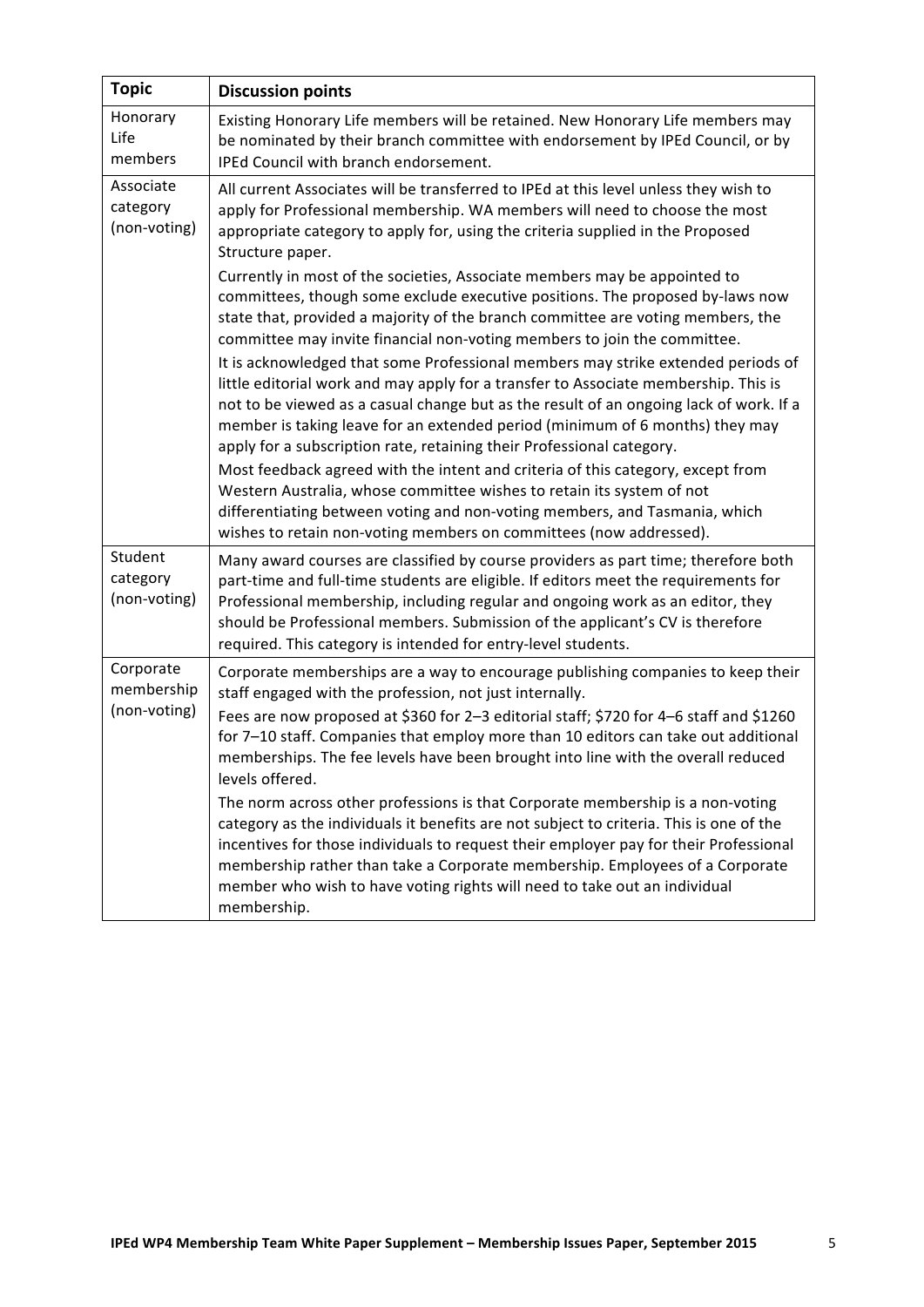| Topic | Discussion points |
|---|---|
| Honorary Life members | Existing Honorary Life members will be retained. New Honorary Life members may be nominated by their branch committee with endorsement by IPEd Council, or by IPEd Council with branch endorsement. |
| Associate category (non-voting) | All current Associates will be transferred to IPEd at this level unless they wish to apply for Professional membership. WA members will need to choose the most appropriate category to apply for, using the criteria supplied in the Proposed Structure paper.<br><br>Currently in most of the societies, Associate members may be appointed to committees, though some exclude executive positions. The proposed by-laws now state that, provided a majority of the branch committee are voting members, the committee may invite financial non-voting members to join the committee.<br><br>It is acknowledged that some Professional members may strike extended periods of little editorial work and may apply for a transfer to Associate membership. This is not to be viewed as a casual change but as the result of an ongoing lack of work. If a member is taking leave for an extended period (minimum of 6 months) they may apply for a subscription rate, retaining their Professional category.<br><br>Most feedback agreed with the intent and criteria of this category, except from Western Australia, whose committee wishes to retain its system of not differentiating between voting and non-voting members, and Tasmania, which wishes to retain non-voting members on committees (now addressed). |
| Student category (non-voting) | Many award courses are classified by course providers as part time; therefore both part-time and full-time students are eligible. If editors meet the requirements for Professional membership, including regular and ongoing work as an editor, they should be Professional members. Submission of the applicant's CV is therefore required. This category is intended for entry-level students. |
| Corporate membership (non-voting) | Corporate memberships are a way to encourage publishing companies to keep their staff engaged with the profession, not just internally.<br><br>Fees are now proposed at $360 for 2–3 editorial staff; $720 for 4–6 staff and $1260 for 7–10 staff. Companies that employ more than 10 editors can take out additional memberships. The fee levels have been brought into line with the overall reduced levels offered.<br><br>The norm across other professions is that Corporate membership is a non-voting category as the individuals it benefits are not subject to criteria. This is one of the incentives for those individuals to request their employer pay for their Professional membership rather than take a Corporate membership. Employees of a Corporate member who wish to have voting rights will need to take out an individual membership. |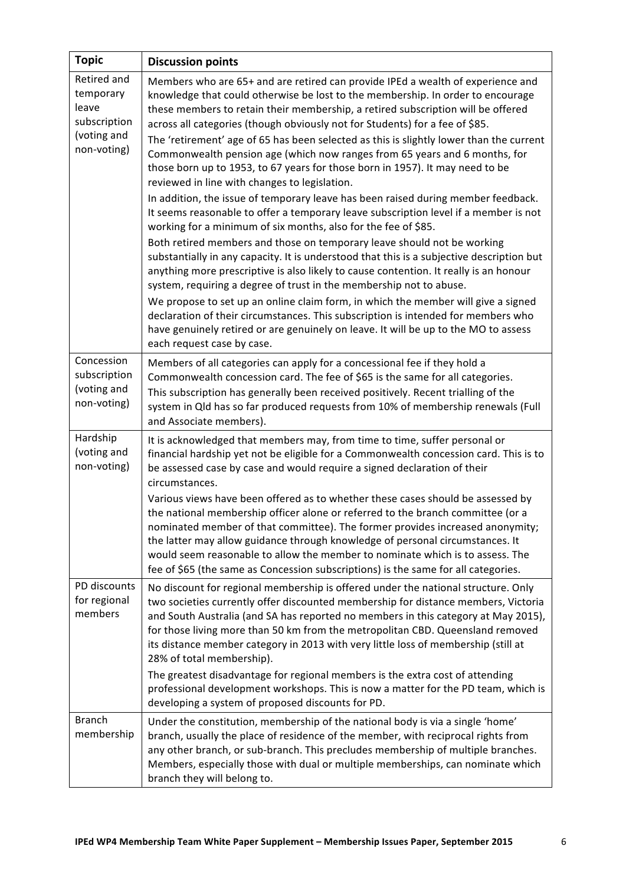| Topic | Discussion points |
|---|---|
| Retired and temporary leave subscription (voting and non-voting) | Members who are 65+ and are retired can provide IPEd a wealth of experience and knowledge that could otherwise be lost to the membership. In order to encourage these members to retain their membership, a retired subscription will be offered across all categories (though obviously not for Students) for a fee of $85.<br>The 'retirement' age of 65 has been selected as this is slightly lower than the current Commonwealth pension age (which now ranges from 65 years and 6 months, for those born up to 1953, to 67 years for those born in 1957). It may need to be reviewed in line with changes to legislation.<br>In addition, the issue of temporary leave has been raised during member feedback. It seems reasonable to offer a temporary leave subscription level if a member is not working for a minimum of six months, also for the fee of $85.<br>Both retired members and those on temporary leave should not be working substantially in any capacity. It is understood that this is a subjective description but anything more prescriptive is also likely to cause contention. It really is an honour system, requiring a degree of trust in the membership not to abuse.<br>We propose to set up an online claim form, in which the member will give a signed declaration of their circumstances. This subscription is intended for members who have genuinely retired or are genuinely on leave. It will be up to the MO to assess each request case by case. |
| Concession subscription (voting and non-voting) | Members of all categories can apply for a concessional fee if they hold a Commonwealth concession card. The fee of $65 is the same for all categories.<br>This subscription has generally been received positively. Recent trialling of the system in Qld has so far produced requests from 10% of membership renewals (Full and Associate members). |
| Hardship (voting and non-voting) | It is acknowledged that members may, from time to time, suffer personal or financial hardship yet not be eligible for a Commonwealth concession card. This is to be assessed case by case and would require a signed declaration of their circumstances.<br>Various views have been offered as to whether these cases should be assessed by the national membership officer alone or referred to the branch committee (or a nominated member of that committee). The former provides increased anonymity; the latter may allow guidance through knowledge of personal circumstances. It would seem reasonable to allow the member to nominate which is to assess. The fee of $65 (the same as Concession subscriptions) is the same for all categories. |
| PD discounts for regional members | No discount for regional membership is offered under the national structure. Only two societies currently offer discounted membership for distance members, Victoria and South Australia (and SA has reported no members in this category at May 2015), for those living more than 50 km from the metropolitan CBD. Queensland removed its distance member category in 2013 with very little loss of membership (still at 28% of total membership).<br>The greatest disadvantage for regional members is the extra cost of attending professional development workshops. This is now a matter for the PD team, which is developing a system of proposed discounts for PD. |
| Branch membership | Under the constitution, membership of the national body is via a single 'home' branch, usually the place of residence of the member, with reciprocal rights from any other branch, or sub-branch. This precludes membership of multiple branches. Members, especially those with dual or multiple memberships, can nominate which branch they will belong to. |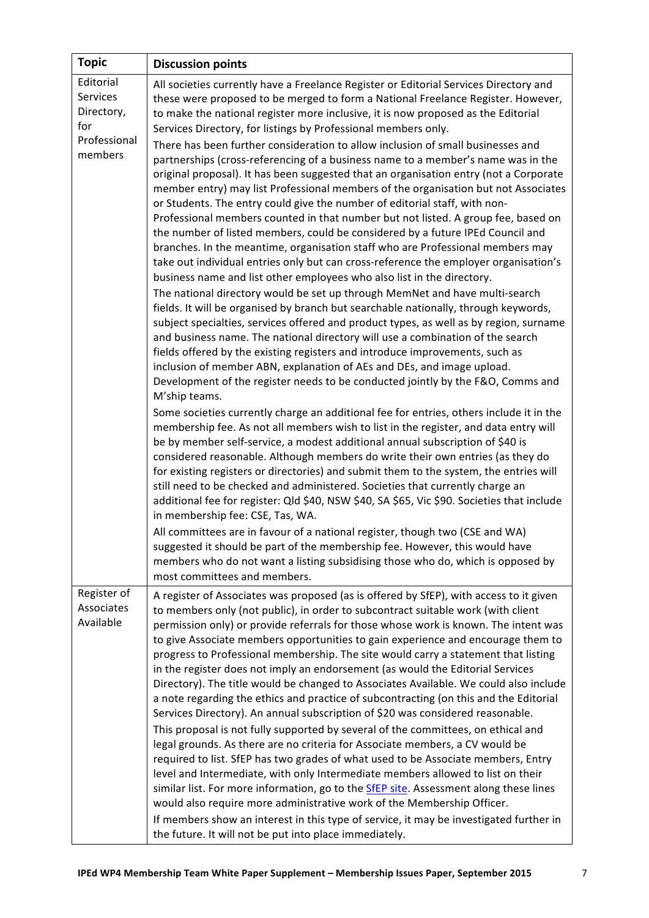| Topic | Discussion points |
|---|---|
| Editorial Services Directory, for Professional members | All societies currently have a Freelance Register or Editorial Services Directory and these were proposed to be merged to form a National Freelance Register. However, to make the national register more inclusive, it is now proposed as the Editorial Services Directory, for listings by Professional members only.<br>There has been further consideration to allow inclusion of small businesses and partnerships (cross-referencing of a business name to a member's name was in the original proposal). It has been suggested that an organisation entry (not a Corporate member entry) may list Professional members of the organisation but not Associates or Students. The entry could give the number of editorial staff, with non-Professional members counted in that number but not listed. A group fee, based on the number of listed members, could be considered by a future IPEd Council and branches. In the meantime, organisation staff who are Professional members may take out individual entries only but can cross-reference the employer organisation's business name and list other employees who also list in the directory.<br>The national directory would be set up through MemNet and have multi-search fields. It will be organised by branch but searchable nationally, through keywords, subject specialties, services offered and product types, as well as by region, surname and business name. The national directory will use a combination of the search fields offered by the existing registers and introduce improvements, such as inclusion of member ABN, explanation of AEs and DEs, and image upload. Development of the register needs to be conducted jointly by the F&O, Comms and M'ship teams.<br>Some societies currently charge an additional fee for entries, others include it in the membership fee. As not all members wish to list in the register, and data entry will be by member self-service, a modest additional annual subscription of $40 is considered reasonable. Although members do write their own entries (as they do for existing registers or directories) and submit them to the system, the entries will still need to be checked and administered. Societies that currently charge an additional fee for register: Qld $40, NSW $40, SA $65, Vic $90. Societies that include in membership fee: CSE, Tas, WA.<br>All committees are in favour of a national register, though two (CSE and WA) suggested it should be part of the membership fee. However, this would have members who do not want a listing subsidising those who do, which is opposed by most committees and members. |
| Register of Associates Available | A register of Associates was proposed (as is offered by SfEP), with access to it given to members only (not public), in order to subcontract suitable work (with client permission only) or provide referrals for those whose work is known. The intent was to give Associate members opportunities to gain experience and encourage them to progress to Professional membership. The site would carry a statement that listing in the register does not imply an endorsement (as would the Editorial Services Directory). The title would be changed to Associates Available. We could also include a note regarding the ethics and practice of subcontracting (on this and the Editorial Services Directory). An annual subscription of $20 was considered reasonable.<br>This proposal is not fully supported by several of the committees, on ethical and legal grounds. As there are no criteria for Associate members, a CV would be required to list. SfEP has two grades of what used to be Associate members, Entry level and Intermediate, with only Intermediate members allowed to list on their similar list. For more information, go to the SfEP site. Assessment along these lines would also require more administrative work of the Membership Officer.<br>If members show an interest in this type of service, it may be investigated further in the future. It will not be put into place immediately. |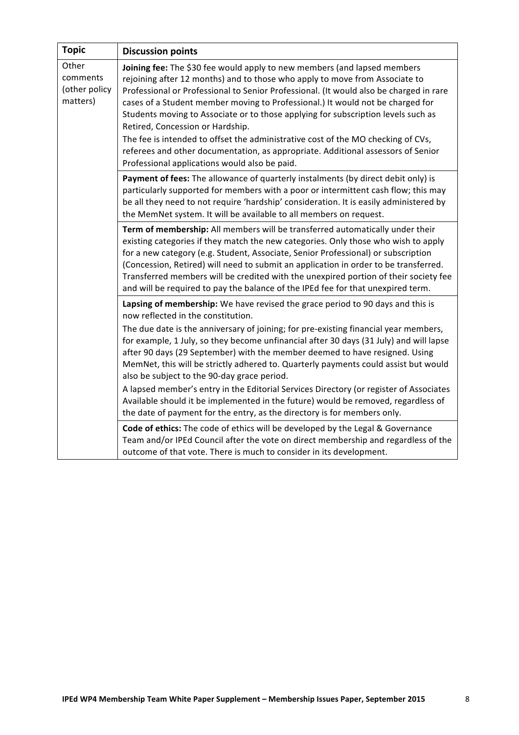| Topic | Discussion points |
|---|---|
| Other comments (other policy matters) | **Joining fee:** The $30 fee would apply to new members (and lapsed members rejoining after 12 months) and to those who apply to move from Associate to Professional or Professional to Senior Professional. (It would also be charged in rare cases of a Student member moving to Professional.) It would not be charged for Students moving to Associate or to those applying for subscription levels such as Retired, Concession or Hardship.<br>The fee is intended to offset the administrative cost of the MO checking of CVs, referees and other documentation, as appropriate. Additional assessors of Senior Professional applications would also be paid. |
| | **Payment of fees:** The allowance of quarterly instalments (by direct debit only) is particularly supported for members with a poor or intermittent cash flow; this may be all they need to not require 'hardship' consideration. It is easily administered by the MemNet system. It will be available to all members on request. |
| | **Term of membership:** All members will be transferred automatically under their existing categories if they match the new categories. Only those who wish to apply for a new category (e.g. Student, Associate, Senior Professional) or subscription (Concession, Retired) will need to submit an application in order to be transferred. Transferred members will be credited with the unexpired portion of their society fee and will be required to pay the balance of the IPEd fee for that unexpired term. |
| | **Lapsing of membership:** We have revised the grace period to 90 days and this is now reflected in the constitution.<br>The due date is the anniversary of joining; for pre-existing financial year members, for example, 1 July, so they become unfinancial after 30 days (31 July) and will lapse after 90 days (29 September) with the member deemed to have resigned. Using MemNet, this will be strictly adhered to. Quarterly payments could assist but would also be subject to the 90-day grace period.<br>A lapsed member's entry in the Editorial Services Directory (or register of Associates Available should it be implemented in the future) would be removed, regardless of the date of payment for the entry, as the directory is for members only. |
| | **Code of ethics:** The code of ethics will be developed by the Legal & Governance Team and/or IPEd Council after the vote on direct membership and regardless of the outcome of that vote. There is much to consider in its development. |